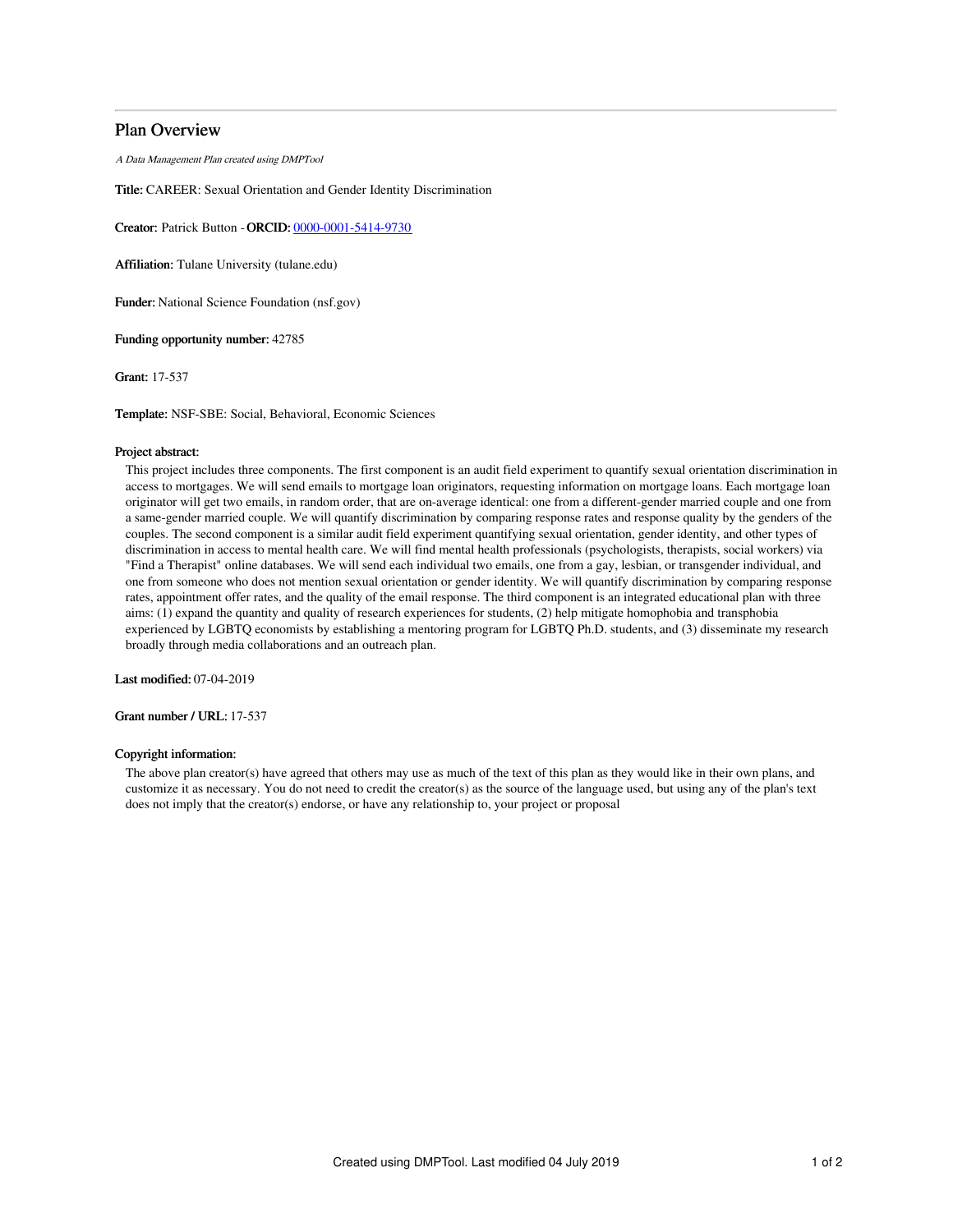# Plan Overview

*A Data Management Plan created using DMPTool*

**Title:** CAREER: Sexual Orientation and Gender Identity Discrimination

**Creator:** Patrick Button - **ORCID:** 0000-0001-5414-9730

**Affiliation:** Tulane University (tulane.edu)

**Funder:** National Science Foundation (nsf.gov)

**Funding opportunity number:** 42785

**Grant:** 17-537

**Template:** NSF-SBE: Social, Behavioral, Economic Sciences

**Project abstract:**

This project includes three components. The first component is an audit field experiment to quantify sexual orientation discrimination in access to mortgages. We will send emails to mortgage loan originators, requesting information on mortgage loans. Each mortgage loan originator will get two emails, in random order, that are on-average identical: one from a different-gender married couple and one from a same-gender married couple. We will quantify discrimination by comparing response rates and response quality by the genders of the couples. The second component is a similar audit field experiment quantifying sexual orientation, gender identity, and other types of discrimination in access to mental health care. We will find mental health professionals (psychologists, therapists, social workers) via "Find a Therapist" online databases. We will send each individual two emails, one from a gay, lesbian, or transgender individual, and one from someone who does not mention sexual orientation or gender identity. We will quantify discrimination by comparing response rates, appointment offer rates, and the quality of the email response. The third component is an integrated educational plan with three aims: (1) expand the quantity and quality of research experiences for students, (2) help mitigate homophobia and transphobia experienced by LGBTQ economists by establishing a mentoring program for LGBTQ Ph.D. students, and (3) disseminate my research broadly through media collaborations and an outreach plan.

**Last modified:** 07-04-2019

**Grant number / URL:** 17-537

**Copyright information:**

The above plan creator(s) have agreed that others may use as much of the text of this plan as they would like in their own plans, and customize it as necessary. You do not need to credit the creator(s) as the source of the language used, but using any of the plan's text does not imply that the creator(s) endorse, or have any relationship to, your project or proposal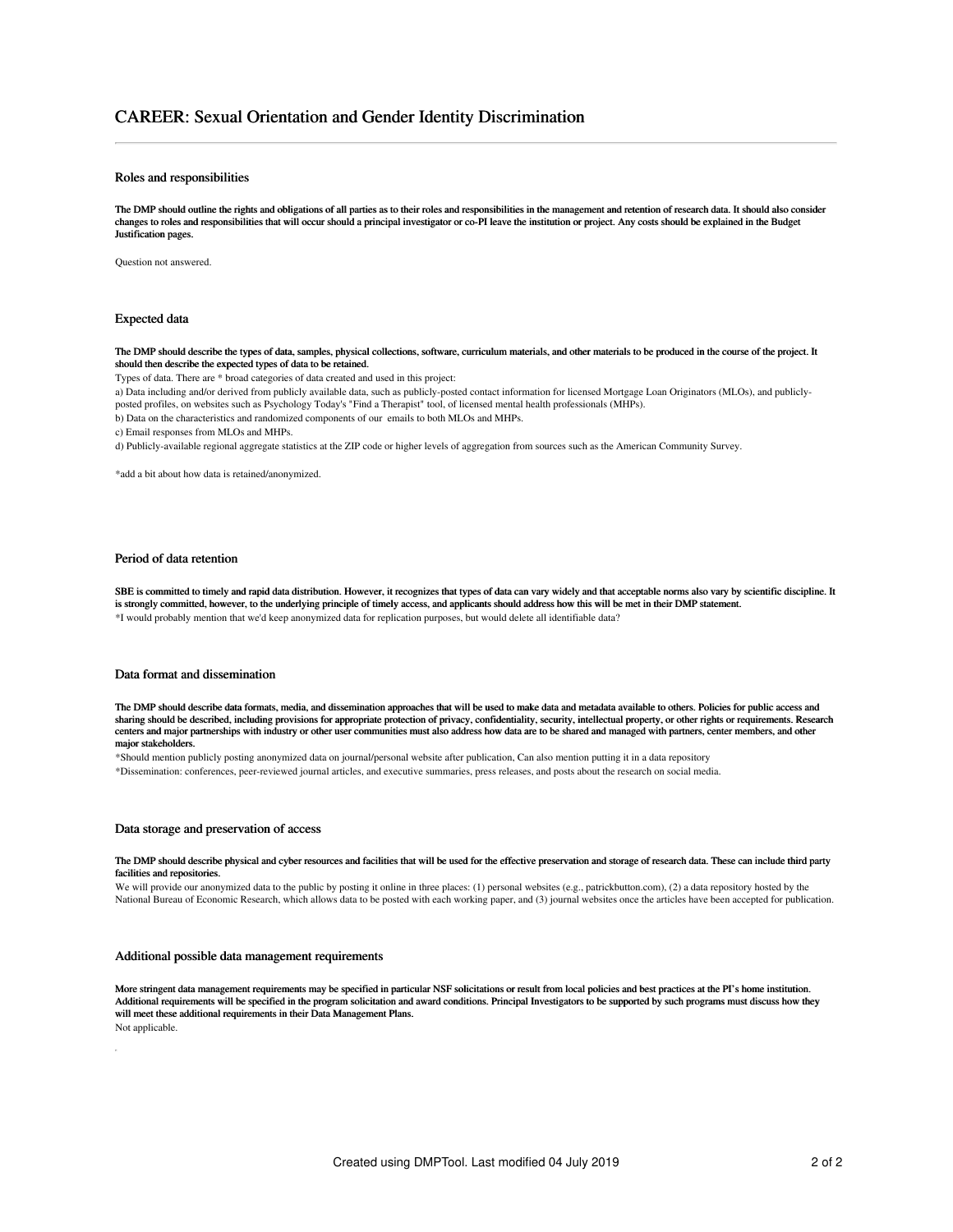# CAREER: Sexual Orientation and Gender Identity Discrimination

## Roles and responsibilities

**The DMP should outline the rights and obligations of all parties as to their roles and responsibilities in the management and retention of research data. It should also consider changes to roles and responsibilities that will occur should a principal investigator or co-PI leave the institution or project. Any costs should be explained in the Budget Justification pages.**

Question not answered.

## Expected data

**The DMP should describe the types of data, samples, physical collections, software, curriculum materials, and other materials to be produced in the course of the project. It should then describe the expected types of data to be retained.**

Types of data. There are * broad categories of data created and used in this project:

a) Data including and/or derived from publicly available data, such as publicly-posted contact information for licensed Mortgage Loan Originators (MLOs), and publicly-posted profiles, on websites such as Psychology Today's "Find a Therapist" tool, of licensed mental health professionals (MHPs).

b) Data on the characteristics and randomized components of our emails to both MLOs and MHPs.

c) Email responses from MLOs and MHPs.

d) Publicly-available regional aggregate statistics at the ZIP code or higher levels of aggregation from sources such as the American Community Survey.

*add a bit about how data is retained/anonymized.

## Period of data retention

**SBE is committed to timely and rapid data distribution. However, it recognizes that types of data can vary widely and that acceptable norms also vary by scientific discipline. It is strongly committed, however, to the underlying principle of timely access, and applicants should address how this will be met in their DMP statement.**

*I would probably mention that we'd keep anonymized data for replication purposes, but would delete all identifiable data?

## Data format and dissemination

**The DMP should describe data formats, media, and dissemination approaches that will be used to make data and metadata available to others. Policies for public access and sharing should be described, including provisions for appropriate protection of privacy, confidentiality, security, intellectual property, or other rights or requirements. Research centers and major partnerships with industry or other user communities must also address how data are to be shared and managed with partners, center members, and other major stakeholders.**

*Should mention publicly posting anonymized data on journal/personal website after publication, Can also mention putting it in a data repository

*Dissemination: conferences, peer-reviewed journal articles, and executive summaries, press releases, and posts about the research on social media.

## Data storage and preservation of access

**The DMP should describe physical and cyber resources and facilities that will be used for the effective preservation and storage of research data. These can include third party facilities and repositories.**

We will provide our anonymized data to the public by posting it online in three places: (1) personal websites (e.g., patrickbutton.com), (2) a data repository hosted by the National Bureau of Economic Research, which allows data to be posted with each working paper, and (3) journal websites once the articles have been accepted for publication.

## Additional possible data management requirements

**More stringent data management requirements may be specified in particular NSF solicitations or result from local policies and best practices at the PI's home institution. Additional requirements will be specified in the program solicitation and award conditions. Principal Investigators to be supported by such programs must discuss how they will meet these additional requirements in their Data Management Plans.**

Not applicable.

Created using DMPTool. Last modified 04 July 2019